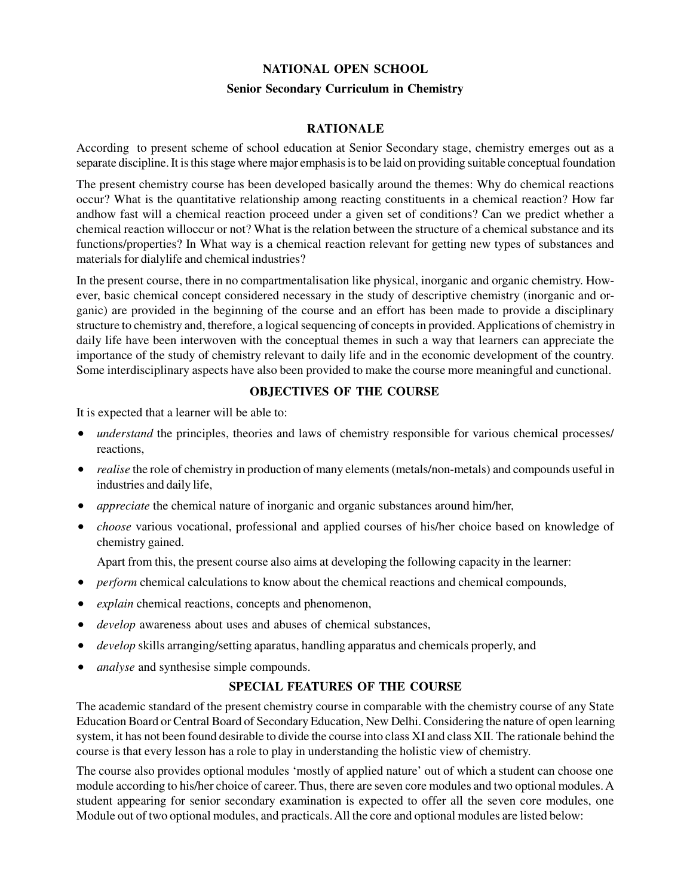# NATIONAL OPEN SCHOOL

## Senior Secondary Curriculum in Chemistry

### RATIONALE

According to present scheme of school education at Senior Secondary stage, chemistry emerges out as a separate discipline. It is this stage where major emphasis is to be laid on providing suitable conceptual foundation

The present chemistry course has been developed basically around the themes: Why do chemical reactions occur? What is the quantitative relationship among reacting constituents in a chemical reaction? How far andhow fast will a chemical reaction proceed under a given set of conditions? Can we predict whether a chemical reaction willoccur or not? What is the relation between the structure of a chemical substance and its functions/properties? In What way is a chemical reaction relevant for getting new types of substances and materials for dialylife and chemical industries?

In the present course, there in no compartmentalisation like physical, inorganic and organic chemistry. However, basic chemical concept considered necessary in the study of descriptive chemistry (inorganic and organic) are provided in the beginning of the course and an effort has been made to provide a disciplinary structure to chemistry and, therefore, a logical sequencing of concepts in provided. Applications of chemistry in daily life have been interwoven with the conceptual themes in such a way that learners can appreciate the importance of the study of chemistry relevant to daily life and in the economic development of the country. Some interdisciplinary aspects have also been provided to make the course more meaningful and cunctional.

### OBJECTIVES OF THE COURSE

It is expected that a learner will be able to:

- *understand* the principles, theories and laws of chemistry responsible for various chemical processes/ reactions,
- *realise* the role of chemistry in production of many elements (metals/non-metals) and compounds useful in industries and daily life,
- *appreciate* the chemical nature of inorganic and organic substances around him/her,
- *choose* various vocational, professional and applied courses of his/her choice based on knowledge of chemistry gained.

  Apart from this, the present course also aims at developing the following capacity in the learner:

- *perform* chemical calculations to know about the chemical reactions and chemical compounds,
- *explain* chemical reactions, concepts and phenomenon,
- *develop* awareness about uses and abuses of chemical substances,
- *develop* skills arranging/setting aparatus, handling apparatus and chemicals properly, and
- *analyse* and synthesise simple compounds.

### SPECIAL FEATURES OF THE COURSE

The academic standard of the present chemistry course in comparable with the chemistry course of any State Education Board or Central Board of Secondary Education, New Delhi. Considering the nature of open learning system, it has not been found desirable to divide the course into class XI and class XII. The rationale behind the course is that every lesson has a role to play in understanding the holistic view of chemistry.

The course also provides optional modules 'mostly of applied nature' out of which a student can choose one module according to his/her choice of career. Thus, there are seven core modules and two optional modules. A student appearing for senior secondary examination is expected to offer all the seven core modules, one Module out of two optional modules, and practicals. All the core and optional modules are listed below: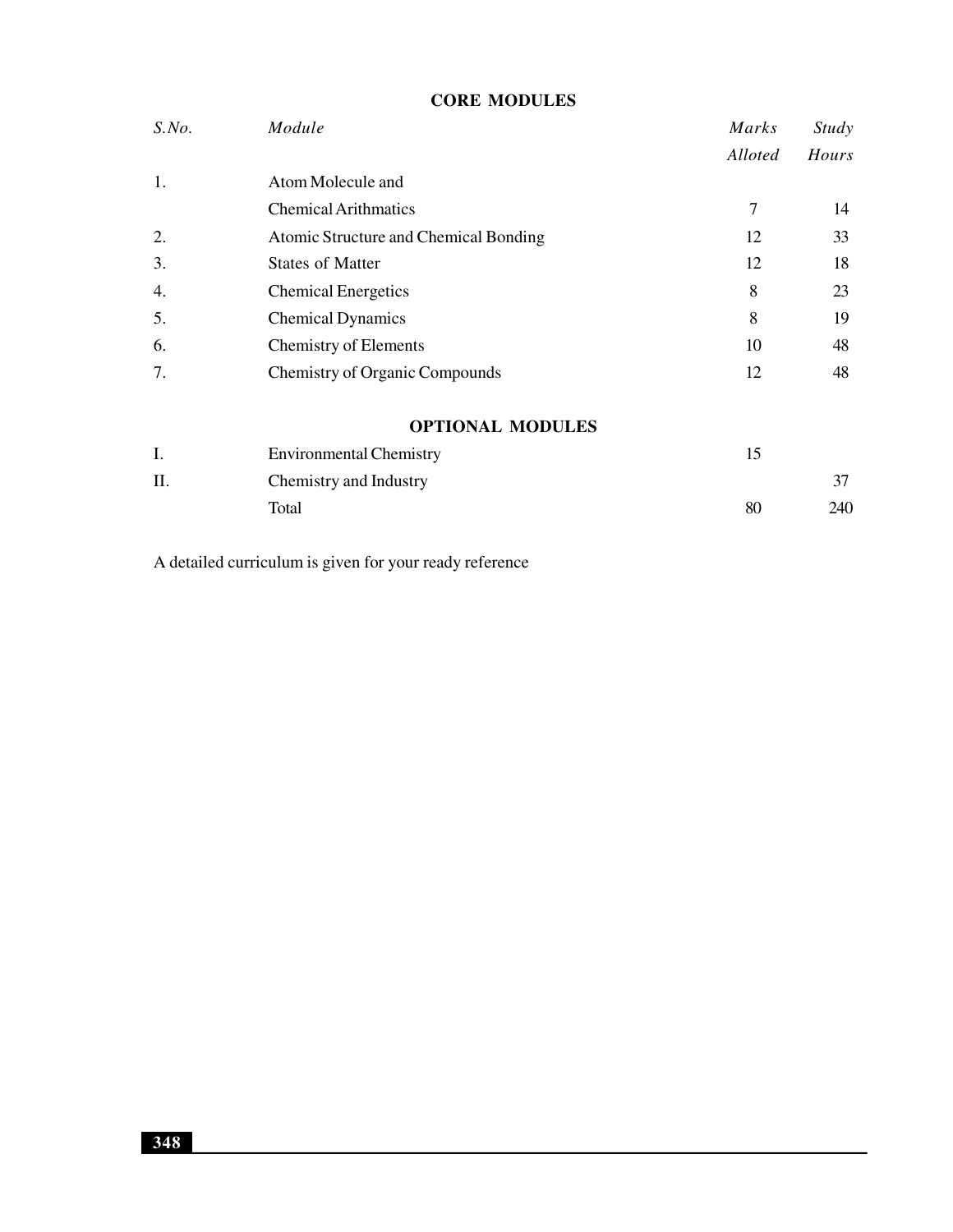## CORE MODULES

| *S.No.* | *Module* | *Marks Alloted* | *Study Hours* |
|---|---|---|---|
| 1. | Atom Molecule and Chemical Arithmatics | 7 | 14 |
| 2. | Atomic Structure and Chemical Bonding | 12 | 33 |
| 3. | States of Matter | 12 | 18 |
| 4. | Chemical Energetics | 8 | 23 |
| 5. | Chemical Dynamics | 8 | 19 |
| 6. | Chemistry of Elements | 10 | 48 |
| 7. | Chemistry of Organic Compounds | 12 | 48 |

## OPTIONAL MODULES

| | | | |
|---|---|---|---|
| I. | Environmental Chemistry | 15 | |
| II. | Chemistry and Industry | | 37 |
| | Total | 80 | 240 |

A detailed curriculum is given for your ready reference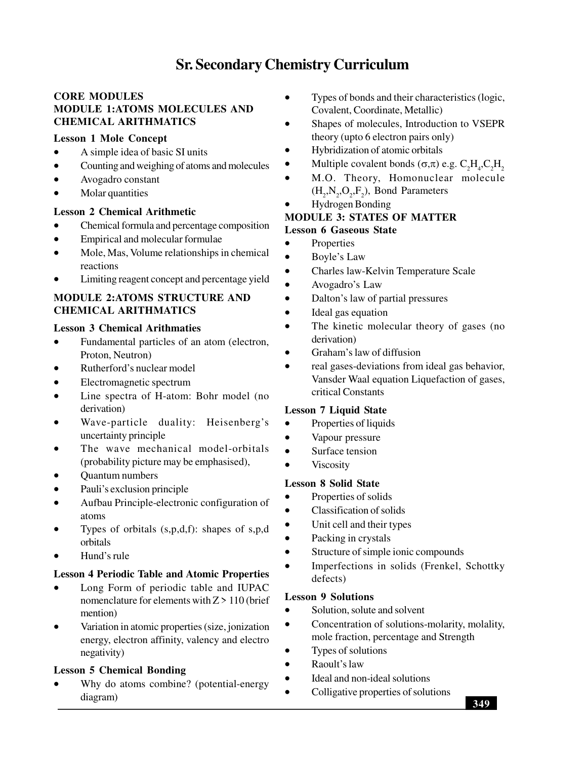# Sr. Secondary Chemistry Curriculum

**CORE MODULES**

**MODULE 1:ATOMS MOLECULES AND CHEMICAL ARITHMATICS**

### Lesson 1 Mole Concept

- A simple idea of basic SI units
- Counting and weighing of atoms and molecules
- Avogadro constant
- Molar quantities

### Lesson 2 Chemical Arithmetic

- Chemical formula and percentage composition
- Empirical and molecular formulae
- Mole, Mas, Volume relationships in chemical reactions
- Limiting reagent concept and percentage yield

**MODULE 2:ATOMS STRUCTURE AND CHEMICAL ARITHMATICS**

### Lesson 3 Chemical Arithmaties

- Fundamental particles of an atom (electron, Proton, Neutron)
- Rutherford's nuclear model
- Electromagnetic spectrum
- Line spectra of H-atom: Bohr model (no derivation)
- Wave-particle duality: Heisenberg's uncertainty principle
- The wave mechanical model-orbitals (probability picture may be emphasised),
- Quantum numbers
- Pauli's exclusion principle
- Aufbau Principle-electronic configuration of atoms
- Types of orbitals (s,p,d,f): shapes of s,p,d orbitals
- Hund's rule

### Lesson 4 Periodic Table and Atomic Properties

- Long Form of periodic table and IUPAC nomenclature for elements with Z > 110 (brief mention)
- Variation in atomic properties (size, jonization energy, electron affinity, valency and electro negativity)

### Lesson 5 Chemical Bonding

- Why do atoms combine? (potential-energy diagram)
- Types of bonds and their characteristics (logic, Covalent, Coordinate, Metallic)
- Shapes of molecules, Introduction to VSEPR theory (upto 6 electron pairs only)
- Hybridization of atomic orbitals
- Multiple covalent bonds ($\sigma$,$\pi$) e.g. $C_2H_4$,$C_2H_2$
- M.O. Theory, Homonuclear molecule ($H_2$,$N_2$,$O_2$,$F_2$), Bond Parameters
- Hydrogen Bonding

**MODULE 3: STATES OF MATTER**

### Lesson 6 Gaseous State

- Properties
- Boyle's Law
- Charles law-Kelvin Temperature Scale
- Avogadro's Law
- Dalton's law of partial pressures
- Ideal gas equation
- The kinetic molecular theory of gases (no derivation)
- Graham's law of diffusion
- real gases-deviations from ideal gas behavior, Vansder Waal equation Liquefaction of gases, critical Constants

### Lesson 7 Liquid State

- Properties of liquids
- Vapour pressure
- Surface tension
- Viscosity

### Lesson 8 Solid State

- Properties of solids
- Classification of solids
- Unit cell and their types
- Packing in crystals
- Structure of simple ionic compounds
- Imperfections in solids (Frenkel, Schottky defects)

### Lesson 9 Solutions

- Solution, solute and solvent
- Concentration of solutions-molarity, molality, mole fraction, percentage and Strength
- Types of solutions
- Raoult's law
- Ideal and non-ideal solutions
- Colligative properties of solutions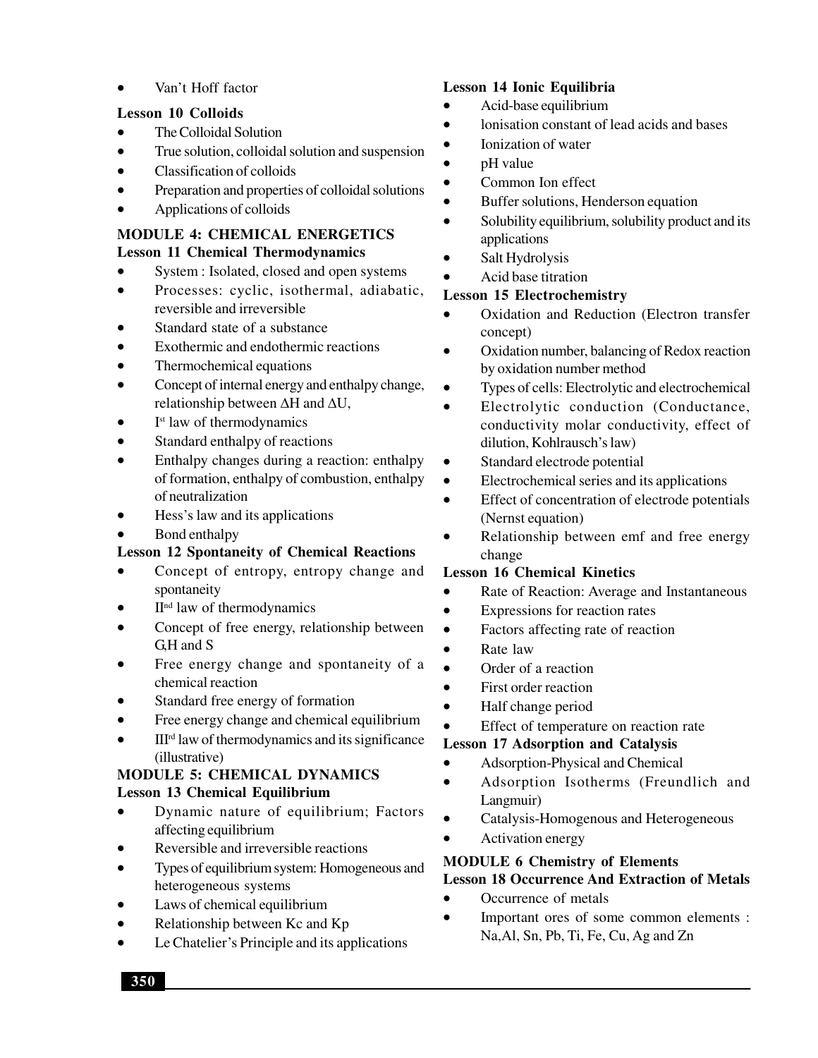- Van't Hoff factor

**Lesson 10 Colloids**

- The Colloidal Solution
- True solution, colloidal solution and suspension
- Classification of colloids
- Preparation and properties of colloidal solutions
- Applications of colloids

**MODULE 4: CHEMICAL ENERGETICS**

**Lesson 11 Chemical Thermodynamics**

- System : Isolated, closed and open systems
- Processes: cyclic, isothermal, adiabatic, reversible and irreversible
- Standard state of a substance
- Exothermic and endothermic reactions
- Thermochemical equations
- Concept of internal energy and enthalpy change, relationship between $\Delta H$ and $\Delta U$,
- I[st] law of thermodynamics
- Standard enthalpy of reactions
- Enthalpy changes during a reaction: enthalpy of formation, enthalpy of combustion, enthalpy of neutralization
- Hess's law and its applications
- Bond enthalpy

**Lesson 12 Spontaneity of Chemical Reactions**

- Concept of entropy, entropy change and spontaneity
- II[nd] law of thermodynamics
- Concept of free energy, relationship between G,H and S
- Free energy change and spontaneity of a chemical reaction
- Standard free energy of formation
- Free energy change and chemical equilibrium
- III[rd] law of thermodynamics and its significance (illustrative)

**MODULE 5: CHEMICAL DYNAMICS**

**Lesson 13 Chemical Equilibrium**

- Dynamic nature of equilibrium; Factors affecting equilibrium
- Reversible and irreversible reactions
- Types of equilibrium system: Homogeneous and heterogeneous systems
- Laws of chemical equilibrium
- Relationship between Kc and Kp
- Le Chatelier's Principle and its applications

**Lesson 14 Ionic Equilibria**

- Acid-base equilibrium
- Ionisation constant of lead acids and bases
- Ionization of water
- pH value
- Common Ion effect
- Buffer solutions, Henderson equation
- Solubility equilibrium, solubility product and its applications
- Salt Hydrolysis
- Acid base titration

**Lesson 15 Electrochemistry**

- Oxidation and Reduction (Electron transfer concept)
- Oxidation number, balancing of Redox reaction by oxidation number method
- Types of cells: Electrolytic and electrochemical
- Electrolytic conduction (Conductance, conductivity molar conductivity, effect of dilution, Kohlrausch's law)
- Standard electrode potential
- Electrochemical series and its applications
- Effect of concentration of electrode potentials (Nernst equation)
- Relationship between emf and free energy change

**Lesson 16 Chemical Kinetics**

- Rate of Reaction: Average and Instantaneous
- Expressions for reaction rates
- Factors affecting rate of reaction
- Rate law
- Order of a reaction
- First order reaction
- Half change period
- Effect of temperature on reaction rate

**Lesson 17 Adsorption and Catalysis**

- Adsorption-Physical and Chemical
- Adsorption Isotherms (Freundlich and Langmuir)
- Catalysis-Homogenous and Heterogeneous
- Activation energy

**MODULE 6 Chemistry of Elements**

**Lesson 18 Occurrence And Extraction of Metals**

- Occurrence of metals
- Important ores of some common elements : Na,Al, Sn, Pb, Ti, Fe, Cu, Ag and Zn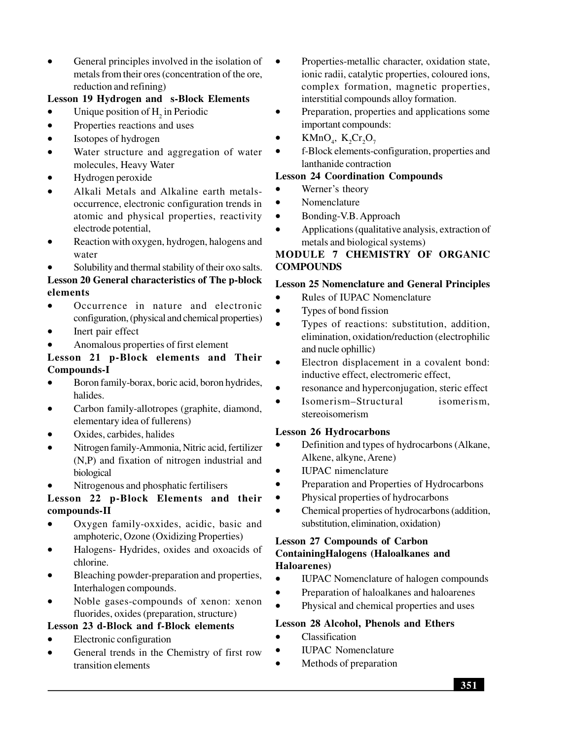- General principles involved in the isolation of metals from their ores (concentration of the ore, reduction and refining)

**Lesson 19 Hydrogen and s-Block Elements**

- Unique position of $H_2$ in Periodic
- Properties reactions and uses
- Isotopes of hydrogen
- Water structure and aggregation of water molecules, Heavy Water
- Hydrogen peroxide
- Alkali Metals and Alkaline earth metals-occurrence, electronic configuration trends in atomic and physical properties, reactivity electrode potential,
- Reaction with oxygen, hydrogen, halogens and water
- Solubility and thermal stability of their oxo salts.

**Lesson 20 General characteristics of The p-block elements**

- Occurrence in nature and electronic configuration, (physical and chemical properties)
- Inert pair effect
- Anomalous properties of first element

**Lesson 21 p-Block elements and Their Compounds-I**

- Boron family-borax, boric acid, boron hydrides, halides.
- Carbon family-allotropes (graphite, diamond, elementary idea of fullerens)
- Oxides, carbides, halides
- Nitrogen family-Ammonia, Nitric acid, fertilizer (N,P) and fixation of nitrogen industrial and biological
- Nitrogenous and phosphatic fertilisers

**Lesson 22 p-Block Elements and their compounds-II**

- Oxygen family-oxxides, acidic, basic and amphoteric, Ozone (Oxidizing Properties)
- Halogens- Hydrides, oxides and oxoacids of chlorine.
- Bleaching powder-preparation and properties, Interhalogen compounds.
- Noble gases-compounds of xenon: xenon fluorides, oxides (preparation, structure)

**Lesson 23 d-Block and f-Block elements**

- Electronic configuration
- General trends in the Chemistry of first row transition elements
- Properties-metallic character, oxidation state, ionic radii, catalytic properties, coloured ions, complex formation, magnetic properties, interstitial compounds alloy formation.
- Preparation, properties and applications some important compounds:
- $KMnO_4$, $K_2Cr_2O_7$
- f-Block elements-configuration, properties and lanthanide contraction

**Lesson 24 Coordination Compounds**

- Werner's theory
- Nomenclature
- Bonding-V.B. Approach
- Applications (qualitative analysis, extraction of metals and biological systems)

## MODULE 7 CHEMISTRY OF ORGANIC COMPOUNDS

**Lesson 25 Nomenclature and General Principles**

- Rules of IUPAC Nomenclature
- Types of bond fission
- Types of reactions: substitution, addition, elimination, oxidation/reduction (electrophilic and nucle ophillic)
- Electron displacement in a covalent bond: inductive effect, electromeric effect,
- resonance and hyperconjugation, steric effect
- Isomerism–Structural isomerism, stereoisomerism

**Lesson 26 Hydrocarbons**

- Definition and types of hydrocarbons (Alkane, Alkene, alkyne, Arene)
- IUPAC nimenclature
- Preparation and Properties of Hydrocarbons
- Physical properties of hydrocarbons
- Chemical properties of hydrocarbons (addition, substitution, elimination, oxidation)

**Lesson 27 Compounds of Carbon ContainingHalogens (Haloalkanes and Haloarenes)**

- IUPAC Nomenclature of halogen compounds
- Preparation of haloalkanes and haloarenes
- Physical and chemical properties and uses

**Lesson 28 Alcohol, Phenols and Ethers**

- Classification
- IUPAC Nomenclature
- Methods of preparation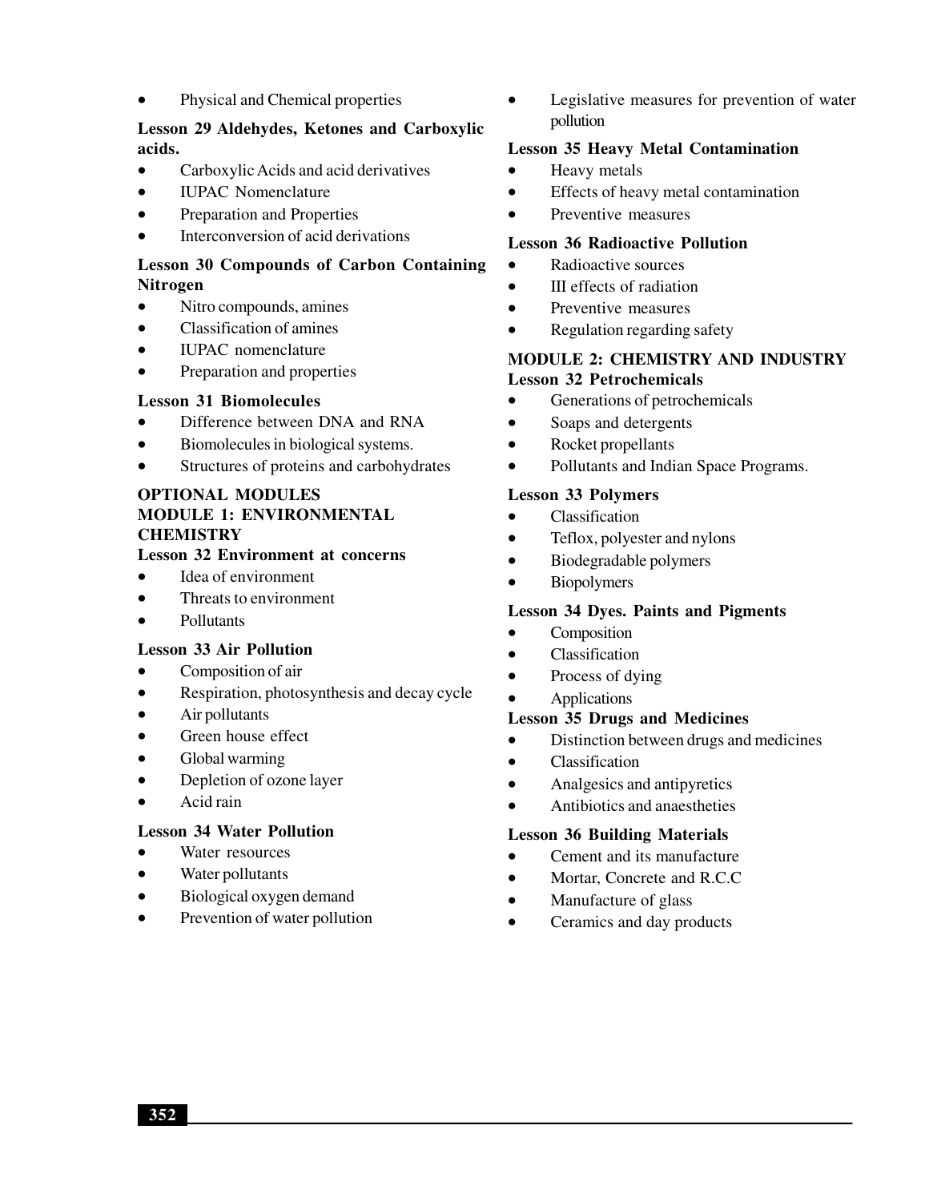- Physical and Chemical properties

**Lesson 29 Aldehydes, Ketones and Carboxylic acids.**

- Carboxylic Acids and acid derivatives
- IUPAC Nomenclature
- Preparation and Properties
- Interconversion of acid derivations

**Lesson 30 Compounds of Carbon Containing Nitrogen**

- Nitro compounds, amines
- Classification of amines
- IUPAC nomenclature
- Preparation and properties

**Lesson 31 Biomolecules**

- Difference between DNA and RNA
- Biomolecules in biological systems.
- Structures of proteins and carbohydrates

**OPTIONAL MODULES**

**MODULE 1: ENVIRONMENTAL CHEMISTRY**

**Lesson 32 Environment at concerns**

- Idea of environment
- Threats to environment
- Pollutants

**Lesson 33 Air Pollution**

- Composition of air
- Respiration, photosynthesis and decay cycle
- Air pollutants
- Green house effect
- Global warming
- Depletion of ozone layer
- Acid rain

**Lesson 34 Water Pollution**

- Water resources
- Water pollutants
- Biological oxygen demand
- Prevention of water pollution
- Legislative measures for prevention of water pollution

**Lesson 35 Heavy Metal Contamination**

- Heavy metals
- Effects of heavy metal contamination
- Preventive measures

**Lesson 36 Radioactive Pollution**

- Radioactive sources
- Ill effects of radiation
- Preventive measures
- Regulation regarding safety

**MODULE 2: CHEMISTRY AND INDUSTRY**

**Lesson 32 Petrochemicals**

- Generations of petrochemicals
- Soaps and detergents
- Rocket propellants
- Pollutants and Indian Space Programs.

**Lesson 33 Polymers**

- Classification
- Teflox, polyester and nylons
- Biodegradable polymers
- Biopolymers

**Lesson 34 Dyes. Paints and Pigments**

- Composition
- Classification
- Process of dying
- Applications

**Lesson 35 Drugs and Medicines**

- Distinction between drugs and medicines
- Classification
- Analgesics and antipyretics
- Antibiotics and anaestheties

**Lesson 36 Building Materials**

- Cement and its manufacture
- Mortar, Concrete and R.C.C
- Manufacture of glass
- Ceramics and day products